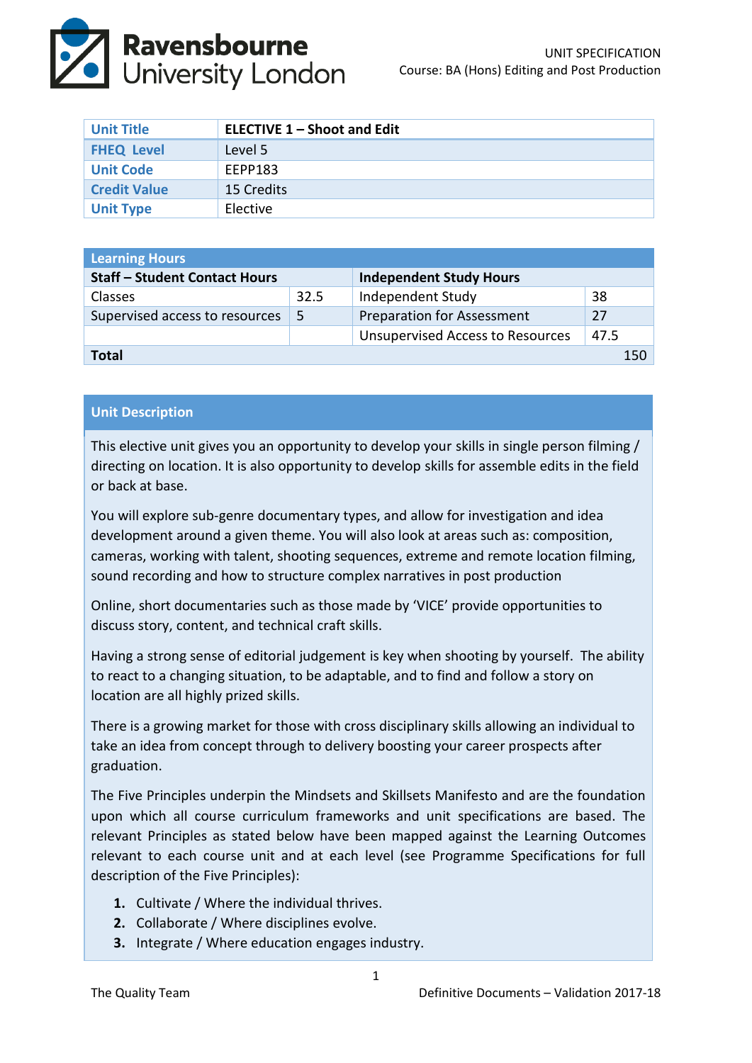UNIT SPECIFICATION
Course: BA (Hons) Editing and Post Production

| Unit Title | ELECTIVE 1 – Shoot and Edit |
|---|---|
| FHEQ Level | Level 5 |
| Unit Code | EEPP183 |
| Credit Value | 15 Credits |
| Unit Type | Elective |

| Learning Hours | | | |
|---|---|---|---|
| **Staff – Student Contact Hours** | | **Independent Study Hours** | |
| Classes | 32.5 | Independent Study | 38 |
| Supervised access to resources | 5 | Preparation for Assessment | 27 |
| | | Unsupervised Access to Resources | 47.5 |
| **Total** | | | 150 |

## Unit Description

This elective unit gives you an opportunity to develop your skills in single person filming / directing on location. It is also opportunity to develop skills for assemble edits in the field or back at base.

You will explore sub-genre documentary types, and allow for investigation and idea development around a given theme. You will also look at areas such as: composition, cameras, working with talent, shooting sequences, extreme and remote location filming, sound recording and how to structure complex narratives in post production

Online, short documentaries such as those made by 'VICE' provide opportunities to discuss story, content, and technical craft skills.

Having a strong sense of editorial judgement is key when shooting by yourself. The ability to react to a changing situation, to be adaptable, and to find and follow a story on location are all highly prized skills.

There is a growing market for those with cross disciplinary skills allowing an individual to take an idea from concept through to delivery boosting your career prospects after graduation.

The Five Principles underpin the Mindsets and Skillsets Manifesto and are the foundation upon which all course curriculum frameworks and unit specifications are based. The relevant Principles as stated below have been mapped against the Learning Outcomes relevant to each course unit and at each level (see Programme Specifications for full description of the Five Principles):

1. Cultivate / Where the individual thrives.
2. Collaborate / Where disciplines evolve.
3. Integrate / Where education engages industry.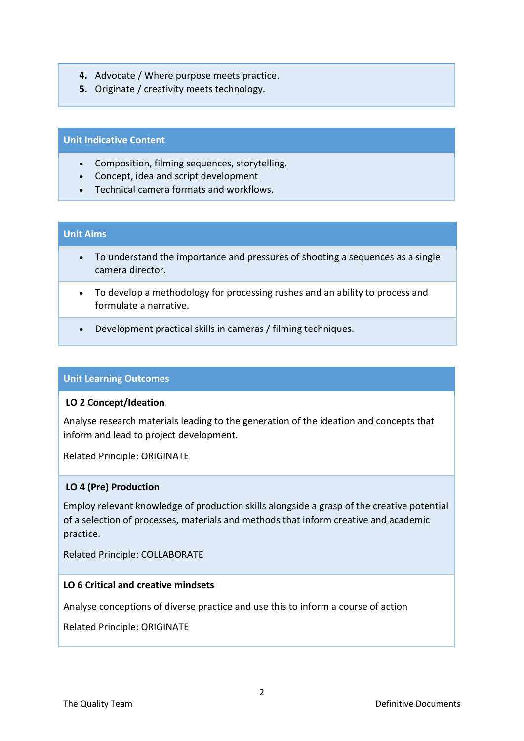4. Advocate / Where purpose meets practice.
5. Originate / creativity meets technology.

## Unit Indicative Content

- Composition, filming sequences, storytelling.
- Concept, idea and script development
- Technical camera formats and workflows.

## Unit Aims

- To understand the importance and pressures of shooting a sequences as a single camera director.
- To develop a methodology for processing rushes and an ability to process and formulate a narrative.
- Development practical skills in cameras / filming techniques.

## Unit Learning Outcomes

**LO 2 Concept/Ideation**

Analyse research materials leading to the generation of the ideation and concepts that inform and lead to project development.

Related Principle: ORIGINATE

**LO 4 (Pre) Production**

Employ relevant knowledge of production skills alongside a grasp of the creative potential of a selection of processes, materials and methods that inform creative and academic practice.

Related Principle: COLLABORATE

**LO 6 Critical and creative mindsets**

Analyse conceptions of diverse practice and use this to inform a course of action

Related Principle: ORIGINATE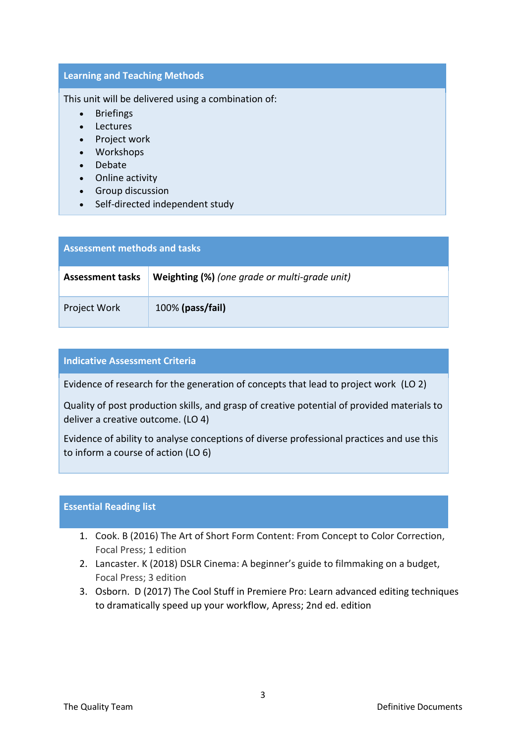## Learning and Teaching Methods

This unit will be delivered using a combination of:

- Briefings
- Lectures
- Project work
- Workshops
- Debate
- Online activity
- Group discussion
- Self-directed independent study

## Assessment methods and tasks

| Assessment tasks | Weighting (%) *(one grade or multi-grade unit)* |
|---|---|
| Project Work | 100% **(pass/fail)** |

## Indicative Assessment Criteria

Evidence of research for the generation of concepts that lead to project work (LO 2)

Quality of post production skills, and grasp of creative potential of provided materials to deliver a creative outcome. (LO 4)

Evidence of ability to analyse conceptions of diverse professional practices and use this to inform a course of action (LO 6)

## Essential Reading list

1. Cook. B (2016) The Art of Short Form Content: From Concept to Color Correction, Focal Press; 1 edition
2. Lancaster. K (2018) DSLR Cinema: A beginner's guide to filmmaking on a budget, Focal Press; 3 edition
3. Osborn. D (2017) The Cool Stuff in Premiere Pro: Learn advanced editing techniques to dramatically speed up your workflow, Apress; 2nd ed. edition